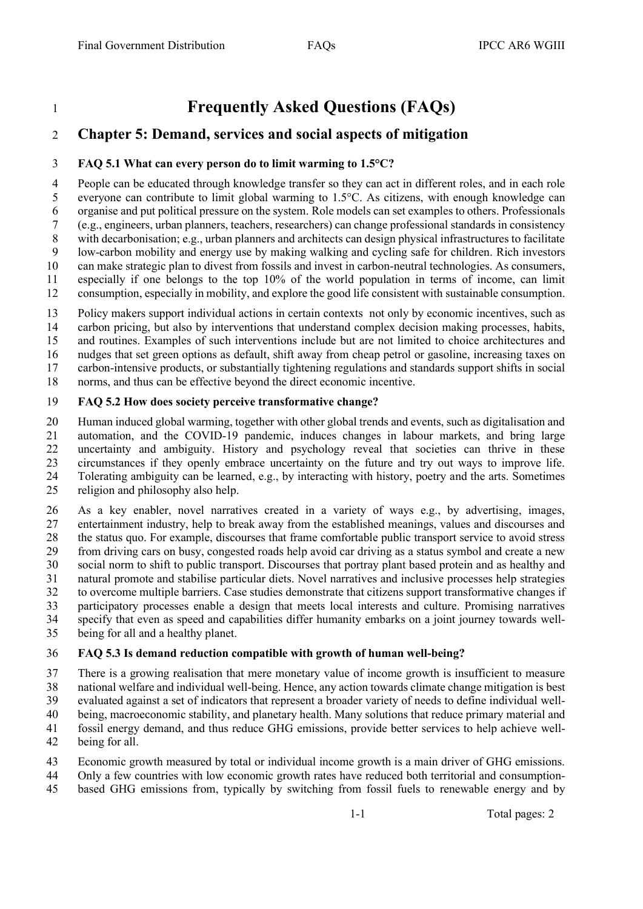# Frequently Asked Questions (FAQs)

## Chapter 5: Demand, services and social aspects of mitigation

### FAQ 5.1 What can every person do to limit warming to 1.5°C?

People can be educated through knowledge transfer so they can act in different roles, and in each role everyone can contribute to limit global warming to 1.5°C. As citizens, with enough knowledge can organise and put political pressure on the system. Role models can set examples to others. Professionals (e.g., engineers, urban planners, teachers, researchers) can change professional standards in consistency with decarbonisation; e.g., urban planners and architects can design physical infrastructures to facilitate low-carbon mobility and energy use by making walking and cycling safe for children. Rich investors can make strategic plan to divest from fossils and invest in carbon-neutral technologies. As consumers, especially if one belongs to the top 10% of the world population in terms of income, can limit consumption, especially in mobility, and explore the good life consistent with sustainable consumption.

Policy makers support individual actions in certain contexts not only by economic incentives, such as carbon pricing, but also by interventions that understand complex decision making processes, habits, and routines. Examples of such interventions include but are not limited to choice architectures and nudges that set green options as default, shift away from cheap petrol or gasoline, increasing taxes on carbon-intensive products, or substantially tightening regulations and standards support shifts in social norms, and thus can be effective beyond the direct economic incentive.

### FAQ 5.2 How does society perceive transformative change?

Human induced global warming, together with other global trends and events, such as digitalisation and automation, and the COVID-19 pandemic, induces changes in labour markets, and bring large uncertainty and ambiguity. History and psychology reveal that societies can thrive in these circumstances if they openly embrace uncertainty on the future and try out ways to improve life. Tolerating ambiguity can be learned, e.g., by interacting with history, poetry and the arts. Sometimes religion and philosophy also help.

As a key enabler, novel narratives created in a variety of ways e.g., by advertising, images, entertainment industry, help to break away from the established meanings, values and discourses and the status quo. For example, discourses that frame comfortable public transport service to avoid stress from driving cars on busy, congested roads help avoid car driving as a status symbol and create a new social norm to shift to public transport. Discourses that portray plant based protein and as healthy and natural promote and stabilise particular diets. Novel narratives and inclusive processes help strategies to overcome multiple barriers. Case studies demonstrate that citizens support transformative changes if participatory processes enable a design that meets local interests and culture. Promising narratives specify that even as speed and capabilities differ humanity embarks on a joint journey towards well-being for all and a healthy planet.

### FAQ 5.3 Is demand reduction compatible with growth of human well-being?

There is a growing realisation that mere monetary value of income growth is insufficient to measure national welfare and individual well-being. Hence, any action towards climate change mitigation is best evaluated against a set of indicators that represent a broader variety of needs to define individual well-being, macroeconomic stability, and planetary health. Many solutions that reduce primary material and fossil energy demand, and thus reduce GHG emissions, provide better services to help achieve well-being for all.

Economic growth measured by total or individual income growth is a main driver of GHG emissions. Only a few countries with low economic growth rates have reduced both territorial and consumption-based GHG emissions from, typically by switching from fossil fuels to renewable energy and by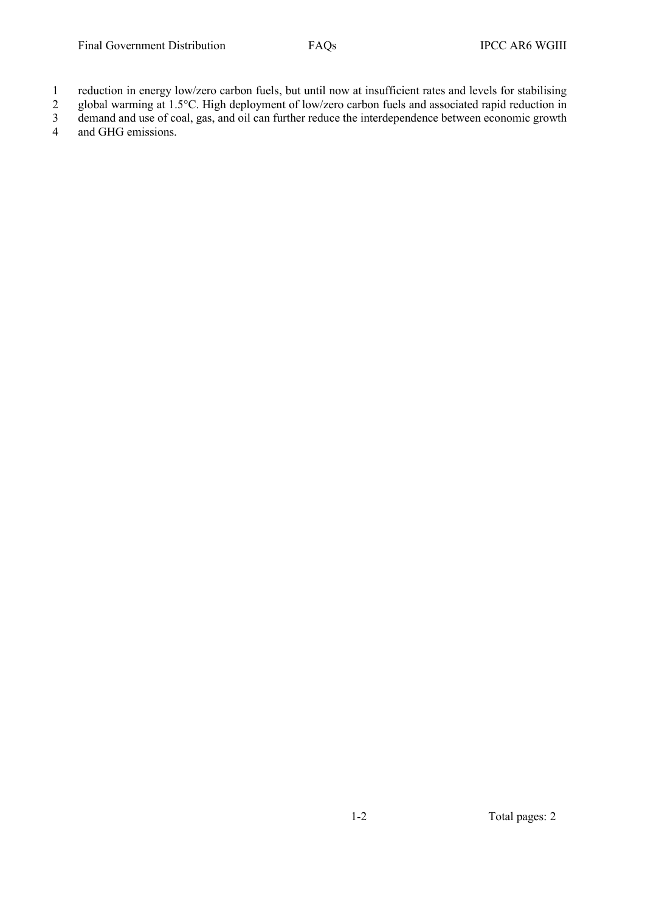reduction in energy low/zero carbon fuels, but until now at insufficient rates and levels for stabilising global warming at 1.5°C. High deployment of low/zero carbon fuels and associated rapid reduction in demand and use of coal, gas, and oil can further reduce the interdependence between economic growth and GHG emissions.